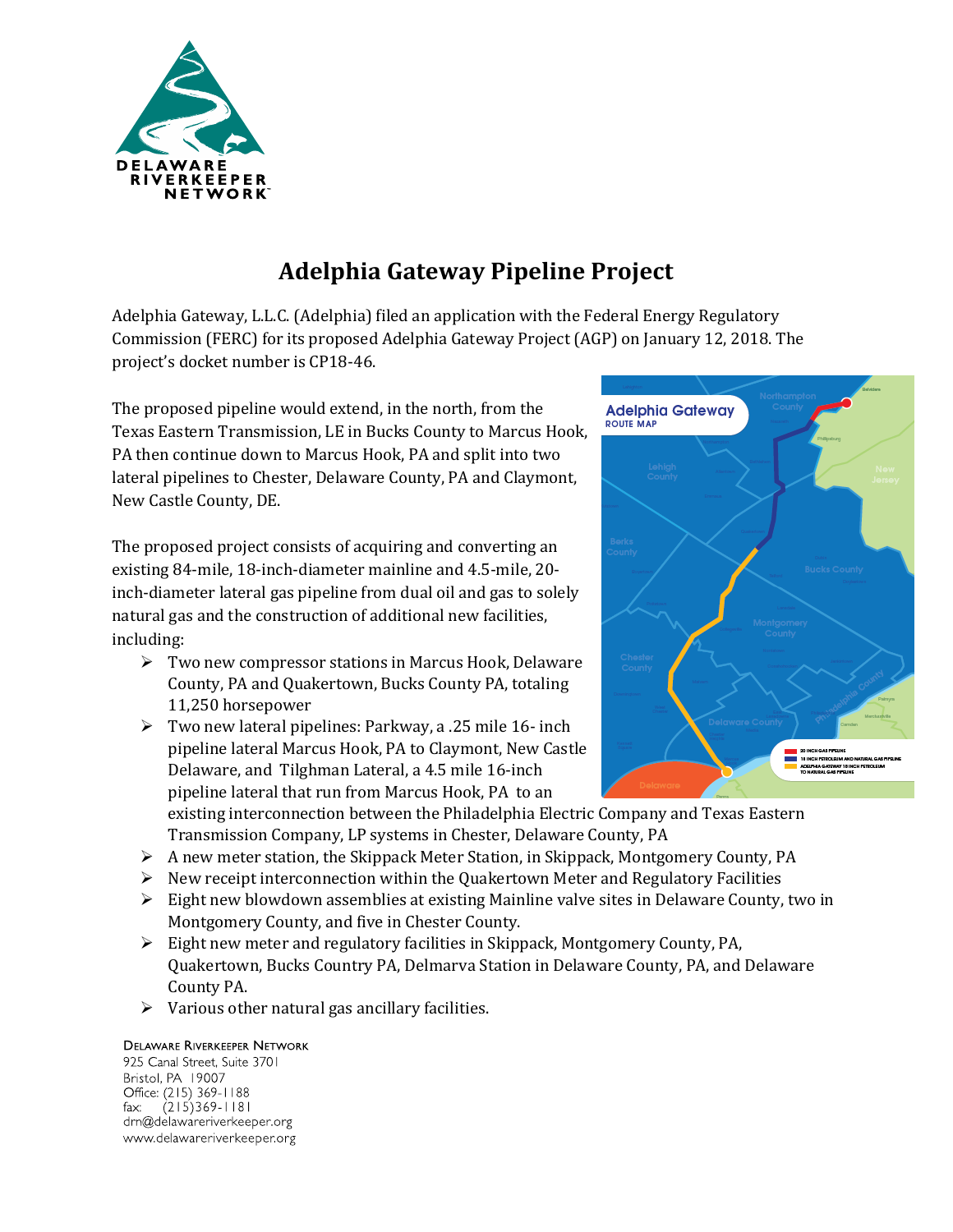# Adelphia Gateway Pipeline Project

Adelphia Gateway, L.L.C. (Adelphia) filed an application with the Federal Energy Regulatory Commission (FERC) for its proposed Adelphia Gateway Project (AGP) on January 12, 2018. The project's docket number is CP18-46.

The proposed pipeline would extend, in the north, from the Texas Eastern Transmission, LE in Bucks County to Marcus Hook, PA then continue down to Marcus Hook, PA and split into two lateral pipelines to Chester, Delaware County, PA and Claymont, New Castle County, DE.

The proposed project consists of acquiring and converting an existing 84-mile, 18-inch-diameter mainline and 4.5-mile, 20-inch-diameter lateral gas pipeline from dual oil and gas to solely natural gas and the construction of additional new facilities, including:

- Two new compressor stations in Marcus Hook, Delaware County, PA and Quakertown, Bucks County PA, totaling 11,250 horsepower
- Two new lateral pipelines: Parkway, a .25 mile 16- inch pipeline lateral Marcus Hook, PA to Claymont, New Castle Delaware, and Tilghman Lateral, a 4.5 mile 16-inch pipeline lateral that run from Marcus Hook, PA to an existing interconnection between the Philadelphia Electric Company and Texas Eastern Transmission Company, LP systems in Chester, Delaware County, PA
- A new meter station, the Skippack Meter Station, in Skippack, Montgomery County, PA
- New receipt interconnection within the Quakertown Meter and Regulatory Facilities
- Eight new blowdown assemblies at existing Mainline valve sites in Delaware County, two in Montgomery County, and five in Chester County.
- Eight new meter and regulatory facilities in Skippack, Montgomery County, PA, Quakertown, Bucks Country PA, Delmarva Station in Delaware County, PA, and Delaware County PA.
- Various other natural gas ancillary facilities.

Delaware Riverkeeper Network
925 Canal Street, Suite 3701
Bristol, PA 19007
Office: (215) 369-1188
fax: (215)369-1181
drn@delawareriverkeeper.org
www.delawareriverkeeper.org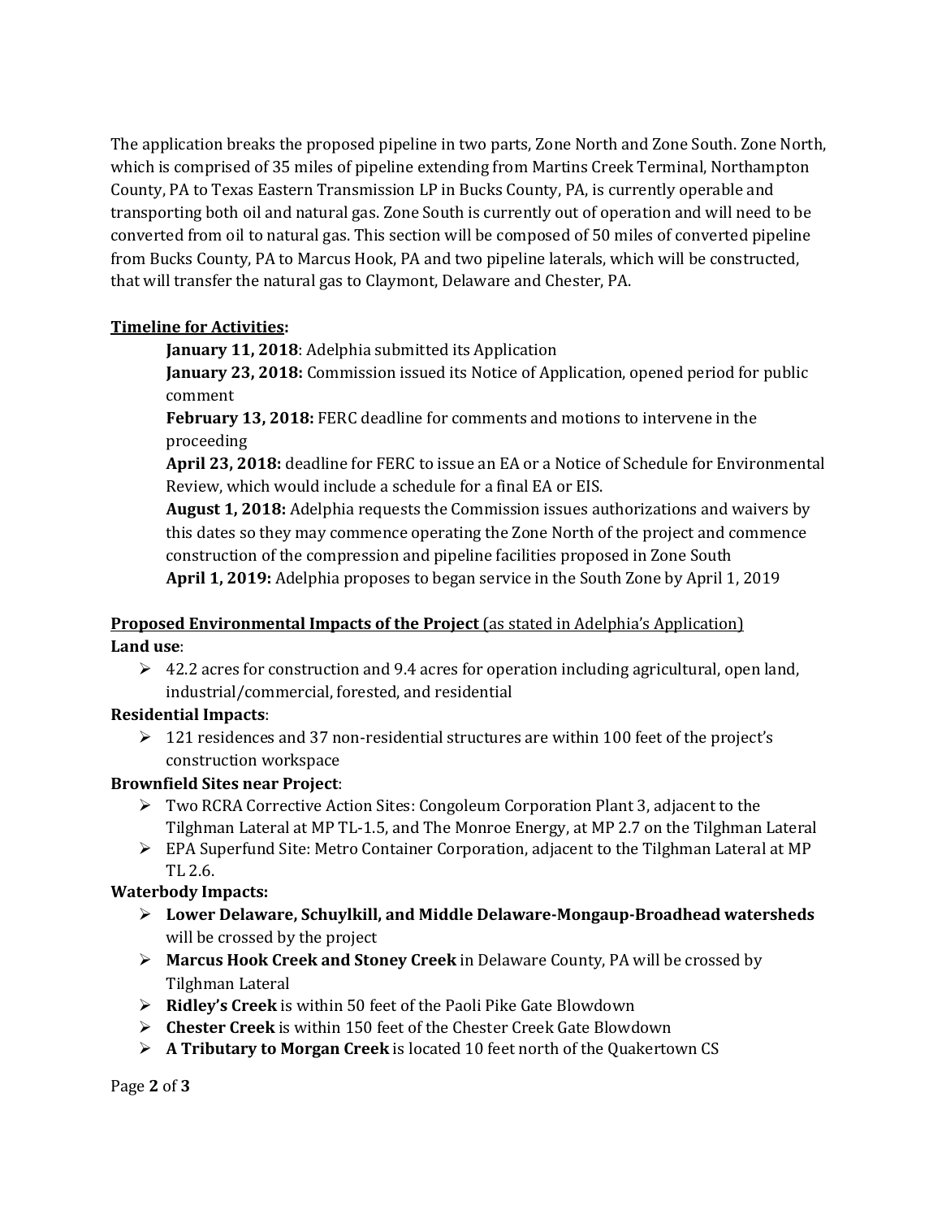The application breaks the proposed pipeline in two parts, Zone North and Zone South. Zone North, which is comprised of 35 miles of pipeline extending from Martins Creek Terminal, Northampton County, PA to Texas Eastern Transmission LP in Bucks County, PA, is currently operable and transporting both oil and natural gas. Zone South is currently out of operation and will need to be converted from oil to natural gas. This section will be composed of 50 miles of converted pipeline from Bucks County, PA to Marcus Hook, PA and two pipeline laterals, which will be constructed, that will transfer the natural gas to Claymont, Delaware and Chester, PA.

**Timeline for Activities:**

**January 11, 2018**: Adelphia submitted its Application

**January 23, 2018:** Commission issued its Notice of Application, opened period for public comment

**February 13, 2018:** FERC deadline for comments and motions to intervene in the proceeding

**April 23, 2018:** deadline for FERC to issue an EA or a Notice of Schedule for Environmental Review, which would include a schedule for a final EA or EIS.

**August 1, 2018:** Adelphia requests the Commission issues authorizations and waivers by this dates so they may commence operating the Zone North of the project and commence construction of the compression and pipeline facilities proposed in Zone South

**April 1, 2019:** Adelphia proposes to began service in the South Zone by April 1, 2019

**Proposed Environmental Impacts of the Project** (as stated in Adelphia's Application)

**Land use**:

- 42.2 acres for construction and 9.4 acres for operation including agricultural, open land, industrial/commercial, forested, and residential

**Residential Impacts**:

- 121 residences and 37 non-residential structures are within 100 feet of the project's construction workspace

**Brownfield Sites near Project**:

- Two RCRA Corrective Action Sites: Congoleum Corporation Plant 3, adjacent to the Tilghman Lateral at MP TL-1.5, and The Monroe Energy, at MP 2.7 on the Tilghman Lateral
- EPA Superfund Site: Metro Container Corporation, adjacent to the Tilghman Lateral at MP TL 2.6.

**Waterbody Impacts:**

- **Lower Delaware, Schuylkill, and Middle Delaware-Mongaup-Broadhead watersheds** will be crossed by the project
- **Marcus Hook Creek and Stoney Creek** in Delaware County, PA will be crossed by Tilghman Lateral
- **Ridley's Creek** is within 50 feet of the Paoli Pike Gate Blowdown
- **Chester Creek** is within 150 feet of the Chester Creek Gate Blowdown
- **A Tributary to Morgan Creek** is located 10 feet north of the Quakertown CS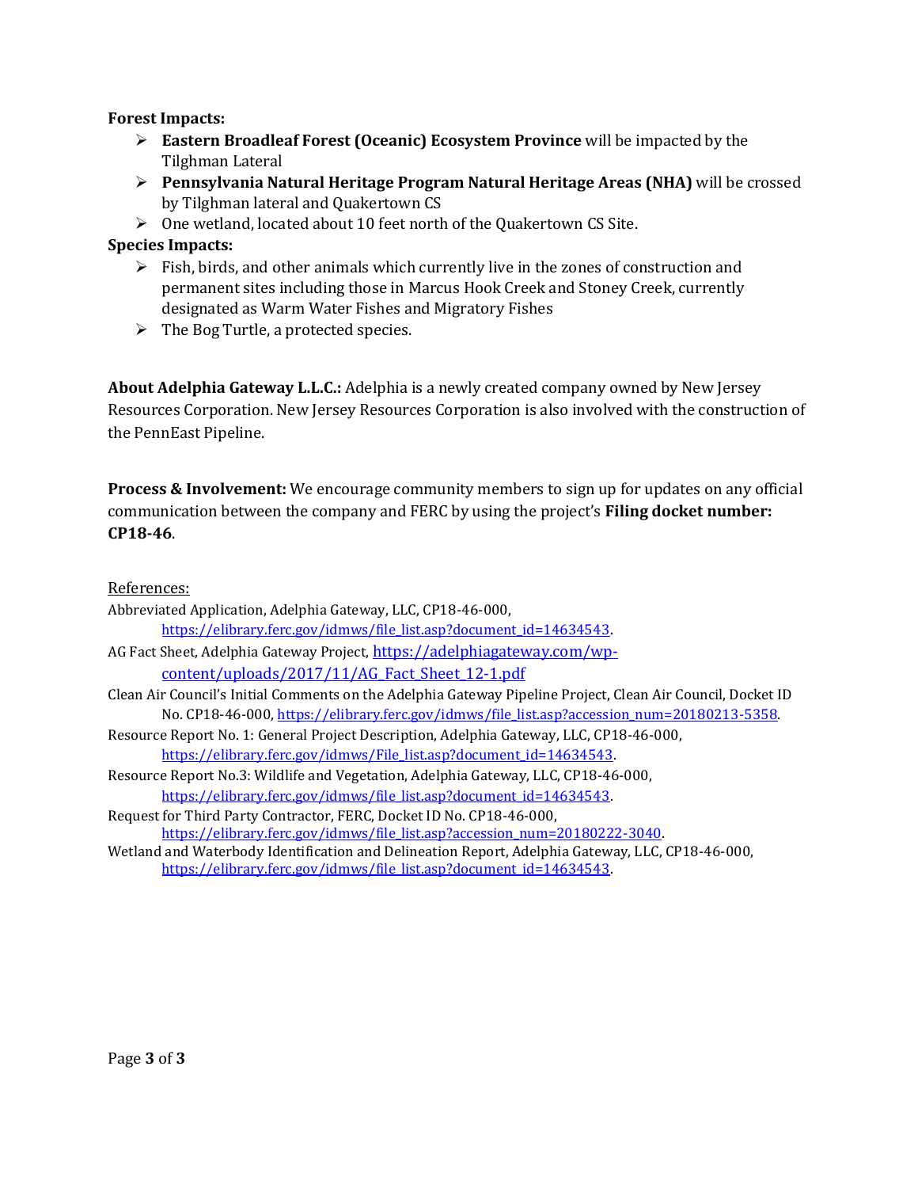**Forest Impacts:**

- **Eastern Broadleaf Forest (Oceanic) Ecosystem Province** will be impacted by the Tilghman Lateral
- **Pennsylvania Natural Heritage Program Natural Heritage Areas (NHA)** will be crossed by Tilghman lateral and Quakertown CS
- One wetland, located about 10 feet north of the Quakertown CS Site.

**Species Impacts:**

- Fish, birds, and other animals which currently live in the zones of construction and permanent sites including those in Marcus Hook Creek and Stoney Creek, currently designated as Warm Water Fishes and Migratory Fishes
- The Bog Turtle, a protected species.

**About Adelphia Gateway L.L.C.:** Adelphia is a newly created company owned by New Jersey Resources Corporation. New Jersey Resources Corporation is also involved with the construction of the PennEast Pipeline.

**Process & Involvement:** We encourage community members to sign up for updates on any official communication between the company and FERC by using the project's **Filing docket number: CP18-46**.

References:

Abbreviated Application, Adelphia Gateway, LLC, CP18-46-000, https://elibrary.ferc.gov/idmws/file_list.asp?document_id=14634543.

AG Fact Sheet, Adelphia Gateway Project, https://adelphiagateway.com/wp-content/uploads/2017/11/AG_Fact_Sheet_12-1.pdf

Clean Air Council's Initial Comments on the Adelphia Gateway Pipeline Project, Clean Air Council, Docket ID No. CP18-46-000, https://elibrary.ferc.gov/idmws/file_list.asp?accession_num=20180213-5358.

Resource Report No. 1: General Project Description, Adelphia Gateway, LLC, CP18-46-000, https://elibrary.ferc.gov/idmws/File_list.asp?document_id=14634543.

Resource Report No.3: Wildlife and Vegetation, Adelphia Gateway, LLC, CP18-46-000, https://elibrary.ferc.gov/idmws/file_list.asp?document_id=14634543.

Request for Third Party Contractor, FERC, Docket ID No. CP18-46-000, https://elibrary.ferc.gov/idmws/file_list.asp?accession_num=20180222-3040.

Wetland and Waterbody Identification and Delineation Report, Adelphia Gateway, LLC, CP18-46-000, https://elibrary.ferc.gov/idmws/file_list.asp?document_id=14634543.